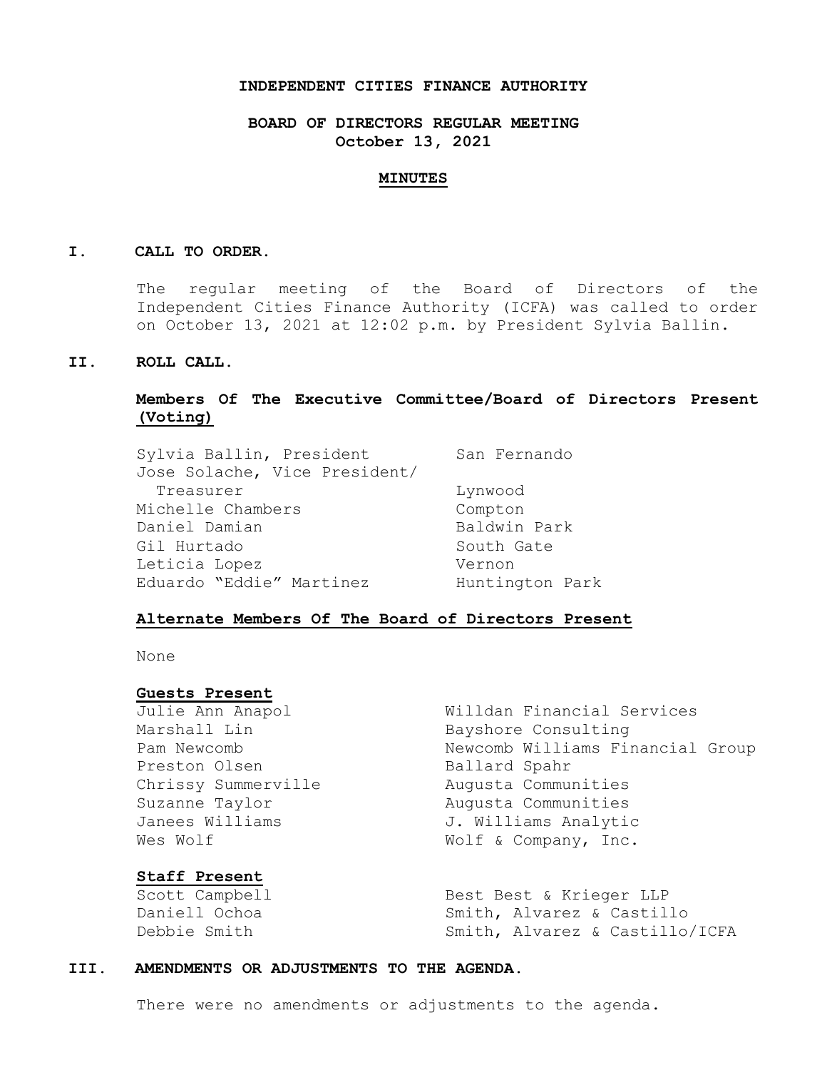**INDEPENDENT CITIES FINANCE AUTHORITY**

**BOARD OF DIRECTORS REGULAR MEETING**
**October 13, 2021**

**MINUTES**

## I. CALL TO ORDER.

The regular meeting of the Board of Directors of the Independent Cities Finance Authority (ICFA) was called to order on October 13, 2021 at 12:02 p.m. by President Sylvia Ballin.

## II. ROLL CALL.

**Members Of The Executive Committee/Board of Directors Present (Voting)**

| | |
|---|---|
| Sylvia Ballin, President | San Fernando |
| Jose Solache, Vice President/ Treasurer | Lynwood |
| Michelle Chambers | Compton |
| Daniel Damian | Baldwin Park |
| Gil Hurtado | South Gate |
| Leticia Lopez | Vernon |
| Eduardo "Eddie" Martinez | Huntington Park |

**Alternate Members Of The Board of Directors Present**

None

**Guests Present**

| | |
|---|---|
| Julie Ann Anapol | Willdan Financial Services |
| Marshall Lin | Bayshore Consulting |
| Pam Newcomb | Newcomb Williams Financial Group |
| Preston Olsen | Ballard Spahr |
| Chrissy Summerville | Augusta Communities |
| Suzanne Taylor | Augusta Communities |
| Janees Williams | J. Williams Analytic |
| Wes Wolf | Wolf & Company, Inc. |

**Staff Present**

| | |
|---|---|
| Scott Campbell | Best Best & Krieger LLP |
| Daniell Ochoa | Smith, Alvarez & Castillo |
| Debbie Smith | Smith, Alvarez & Castillo/ICFA |

## III. AMENDMENTS OR ADJUSTMENTS TO THE AGENDA.

There were no amendments or adjustments to the agenda.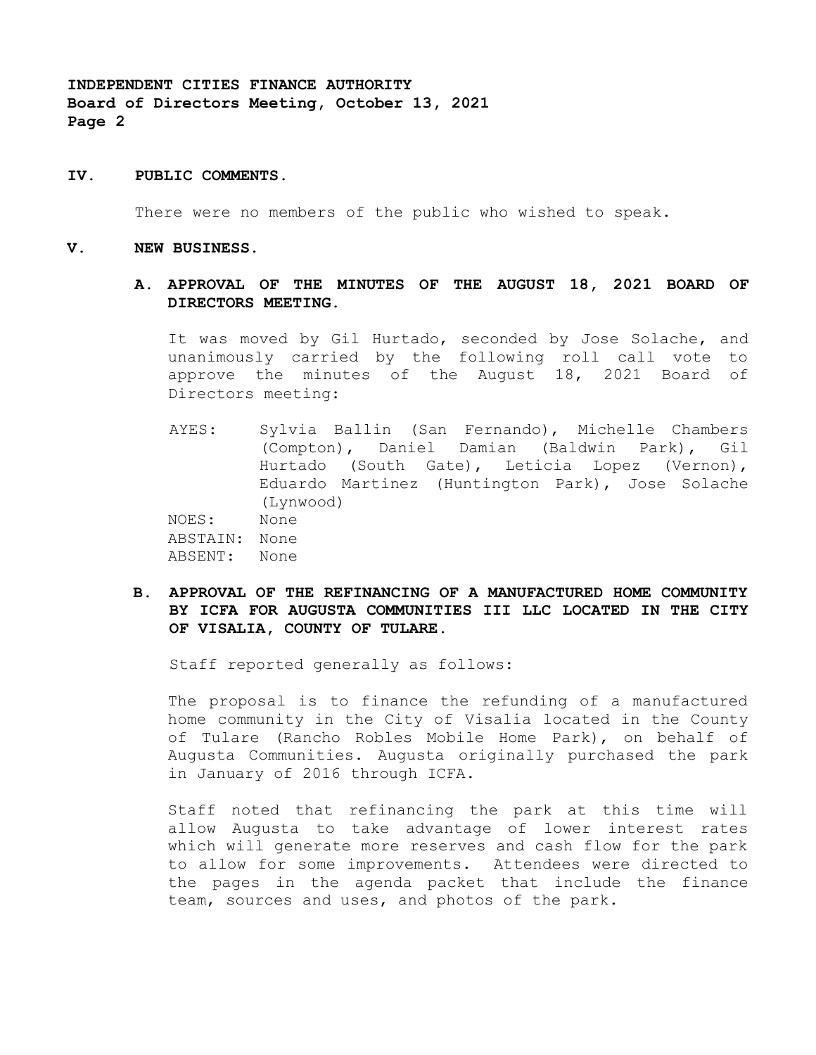## IV. PUBLIC COMMENTS.

There were no members of the public who wished to speak.

## V. NEW BUSINESS.

### A. APPROVAL OF THE MINUTES OF THE AUGUST 18, 2021 BOARD OF DIRECTORS MEETING.

It was moved by Gil Hurtado, seconded by Jose Solache, and unanimously carried by the following roll call vote to approve the minutes of the August 18, 2021 Board of Directors meeting:

AYES: Sylvia Ballin (San Fernando), Michelle Chambers (Compton), Daniel Damian (Baldwin Park), Gil Hurtado (South Gate), Leticia Lopez (Vernon), Eduardo Martinez (Huntington Park), Jose Solache (Lynwood)
NOES: None
ABSTAIN: None
ABSENT: None

### B. APPROVAL OF THE REFINANCING OF A MANUFACTURED HOME COMMUNITY BY ICFA FOR AUGUSTA COMMUNITIES III LLC LOCATED IN THE CITY OF VISALIA, COUNTY OF TULARE.

Staff reported generally as follows:

The proposal is to finance the refunding of a manufactured home community in the City of Visalia located in the County of Tulare (Rancho Robles Mobile Home Park), on behalf of Augusta Communities. Augusta originally purchased the park in January of 2016 through ICFA.

Staff noted that refinancing the park at this time will allow Augusta to take advantage of lower interest rates which will generate more reserves and cash flow for the park to allow for some improvements. Attendees were directed to the pages in the agenda packet that include the finance team, sources and uses, and photos of the park.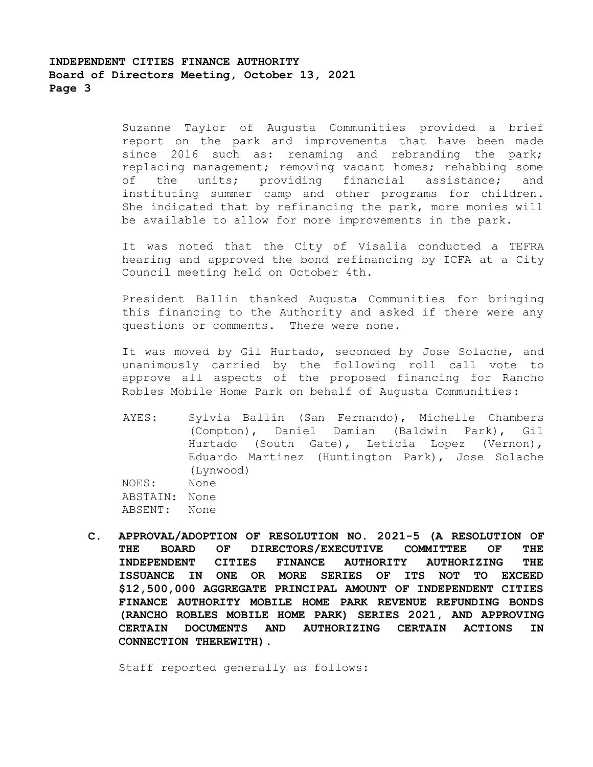Suzanne Taylor of Augusta Communities provided a brief report on the park and improvements that have been made since 2016 such as: renaming and rebranding the park; replacing management; removing vacant homes; rehabbing some of the units; providing financial assistance; and instituting summer camp and other programs for children. She indicated that by refinancing the park, more monies will be available to allow for more improvements in the park.

It was noted that the City of Visalia conducted a TEFRA hearing and approved the bond refinancing by ICFA at a City Council meeting held on October 4th.

President Ballin thanked Augusta Communities for bringing this financing to the Authority and asked if there were any questions or comments. There were none.

It was moved by Gil Hurtado, seconded by Jose Solache, and unanimously carried by the following roll call vote to approve all aspects of the proposed financing for Rancho Robles Mobile Home Park on behalf of Augusta Communities:

AYES: Sylvia Ballin (San Fernando), Michelle Chambers (Compton), Daniel Damian (Baldwin Park), Gil Hurtado (South Gate), Leticia Lopez (Vernon), Eduardo Martinez (Huntington Park), Jose Solache (Lynwood)
NOES: None
ABSTAIN: None
ABSENT: None

**C. APPROVAL/ADOPTION OF RESOLUTION NO. 2021-5 (A RESOLUTION OF THE BOARD OF DIRECTORS/EXECUTIVE COMMITTEE OF THE INDEPENDENT CITIES FINANCE AUTHORITY AUTHORIZING THE ISSUANCE IN ONE OR MORE SERIES OF ITS NOT TO EXCEED $12,500,000 AGGREGATE PRINCIPAL AMOUNT OF INDEPENDENT CITIES FINANCE AUTHORITY MOBILE HOME PARK REVENUE REFUNDING BONDS (RANCHO ROBLES MOBILE HOME PARK) SERIES 2021, AND APPROVING CERTAIN DOCUMENTS AND AUTHORIZING CERTAIN ACTIONS IN CONNECTION THEREWITH).**

Staff reported generally as follows: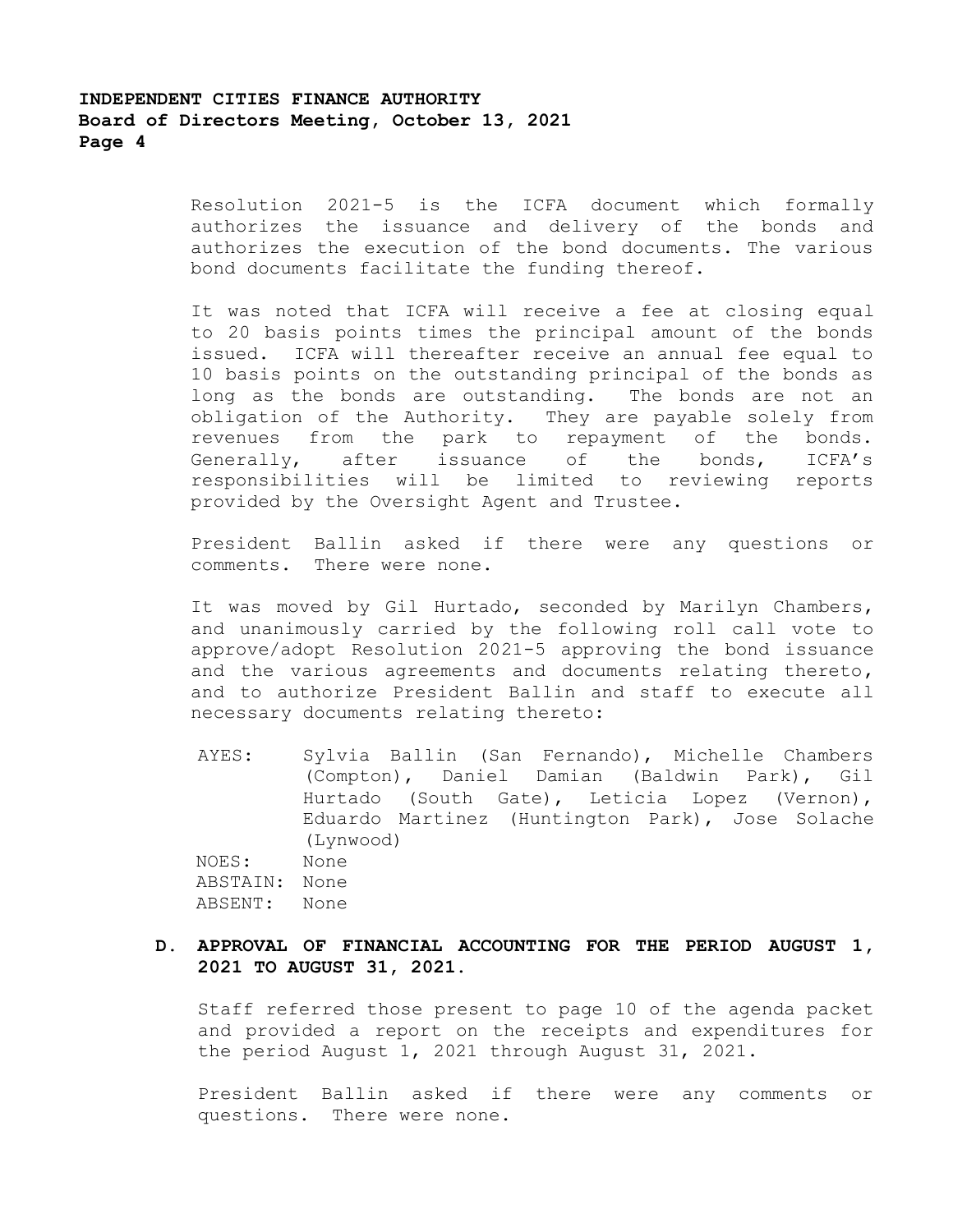Resolution 2021-5 is the ICFA document which formally authorizes the issuance and delivery of the bonds and authorizes the execution of the bond documents. The various bond documents facilitate the funding thereof.

It was noted that ICFA will receive a fee at closing equal to 20 basis points times the principal amount of the bonds issued. ICFA will thereafter receive an annual fee equal to 10 basis points on the outstanding principal of the bonds as long as the bonds are outstanding. The bonds are not an obligation of the Authority. They are payable solely from revenues from the park to repayment of the bonds. Generally, after issuance of the bonds, ICFA's responsibilities will be limited to reviewing reports provided by the Oversight Agent and Trustee.

President Ballin asked if there were any questions or comments. There were none.

It was moved by Gil Hurtado, seconded by Marilyn Chambers, and unanimously carried by the following roll call vote to approve/adopt Resolution 2021-5 approving the bond issuance and the various agreements and documents relating thereto, and to authorize President Ballin and staff to execute all necessary documents relating thereto:

AYES: Sylvia Ballin (San Fernando), Michelle Chambers (Compton), Daniel Damian (Baldwin Park), Gil Hurtado (South Gate), Leticia Lopez (Vernon), Eduardo Martinez (Huntington Park), Jose Solache (Lynwood)
NOES: None
ABSTAIN: None
ABSENT: None

**D. APPROVAL OF FINANCIAL ACCOUNTING FOR THE PERIOD AUGUST 1, 2021 TO AUGUST 31, 2021.**

Staff referred those present to page 10 of the agenda packet and provided a report on the receipts and expenditures for the period August 1, 2021 through August 31, 2021.

President Ballin asked if there were any comments or questions. There were none.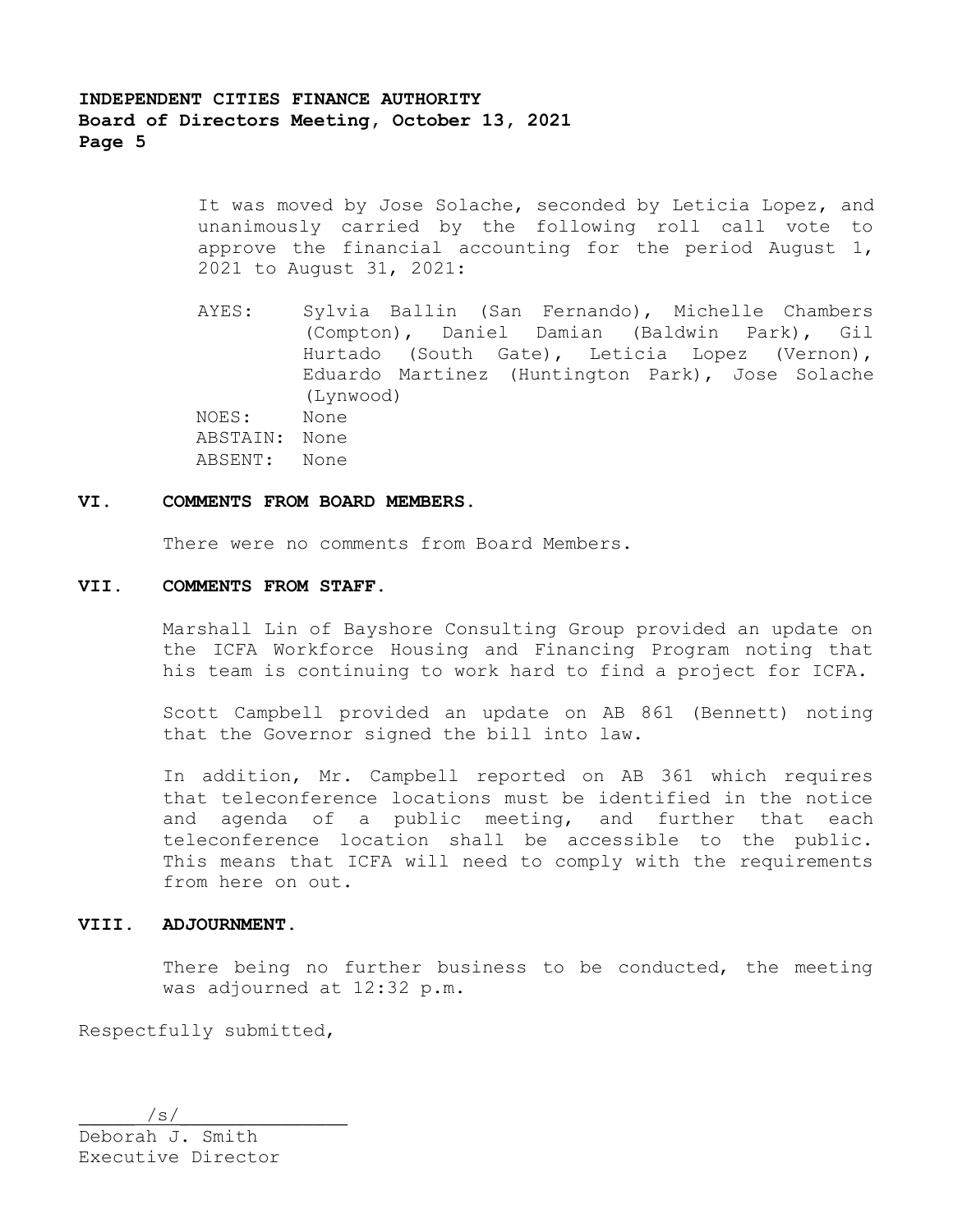It was moved by Jose Solache, seconded by Leticia Lopez, and unanimously carried by the following roll call vote to approve the financial accounting for the period August 1, 2021 to August 31, 2021:

AYES: Sylvia Ballin (San Fernando), Michelle Chambers (Compton), Daniel Damian (Baldwin Park), Gil Hurtado (South Gate), Leticia Lopez (Vernon), Eduardo Martinez (Huntington Park), Jose Solache (Lynwood)
NOES: None
ABSTAIN: None
ABSENT: None

## VI. COMMENTS FROM BOARD MEMBERS.

There were no comments from Board Members.

## VII. COMMENTS FROM STAFF.

Marshall Lin of Bayshore Consulting Group provided an update on the ICFA Workforce Housing and Financing Program noting that his team is continuing to work hard to find a project for ICFA.

Scott Campbell provided an update on AB 861 (Bennett) noting that the Governor signed the bill into law.

In addition, Mr. Campbell reported on AB 361 which requires that teleconference locations must be identified in the notice and agenda of a public meeting, and further that each teleconference location shall be accessible to the public. This means that ICFA will need to comply with the requirements from here on out.

## VIII. ADJOURNMENT.

There being no further business to be conducted, the meeting was adjourned at 12:32 p.m.

Respectfully submitted,

/s/
Deborah J. Smith
Executive Director